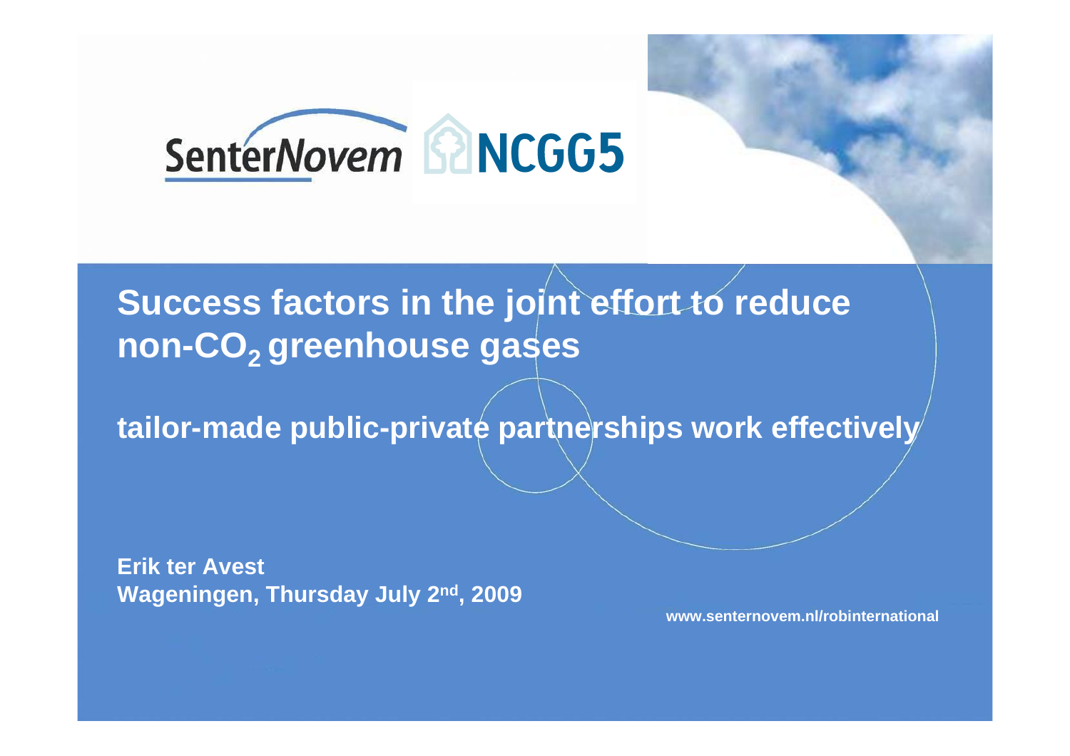SenterNovem NCGG5

# Success factors in the joint effort to reduce non-$CO_2$ greenhouse gases

## tailor-made public-private partnerships work effectively

**Erik ter Avest**
**Wageningen, Thursday July 2nd, 2009**

www.senternovem.nl/robinternational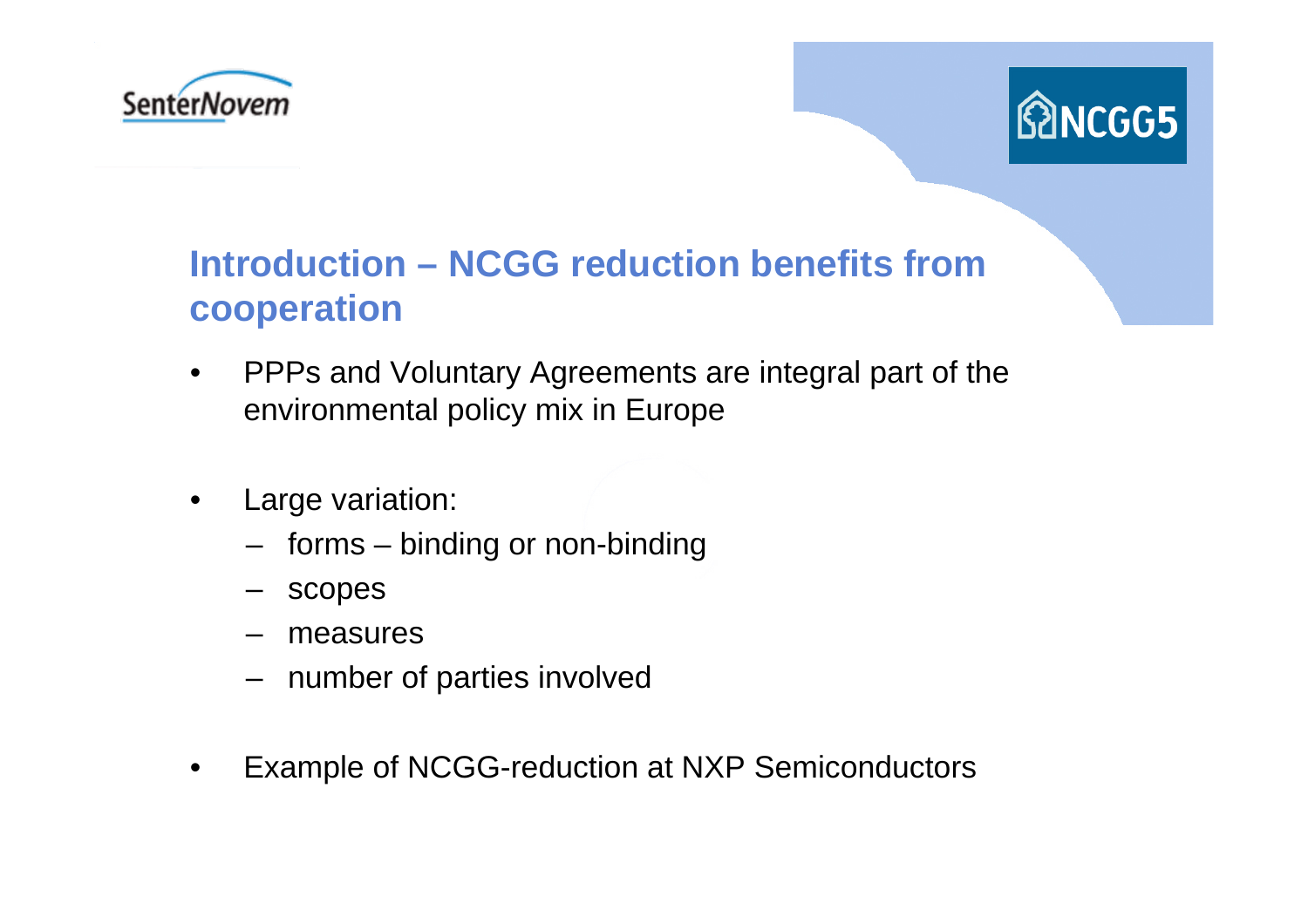## Introduction – NCGG reduction benefits from cooperation

- PPPs and Voluntary Agreements are integral part of the environmental policy mix in Europe
- Large variation:
  - forms – binding or non-binding
  - scopes
  - measures
  - number of parties involved
- Example of NCGG-reduction at NXP Semiconductors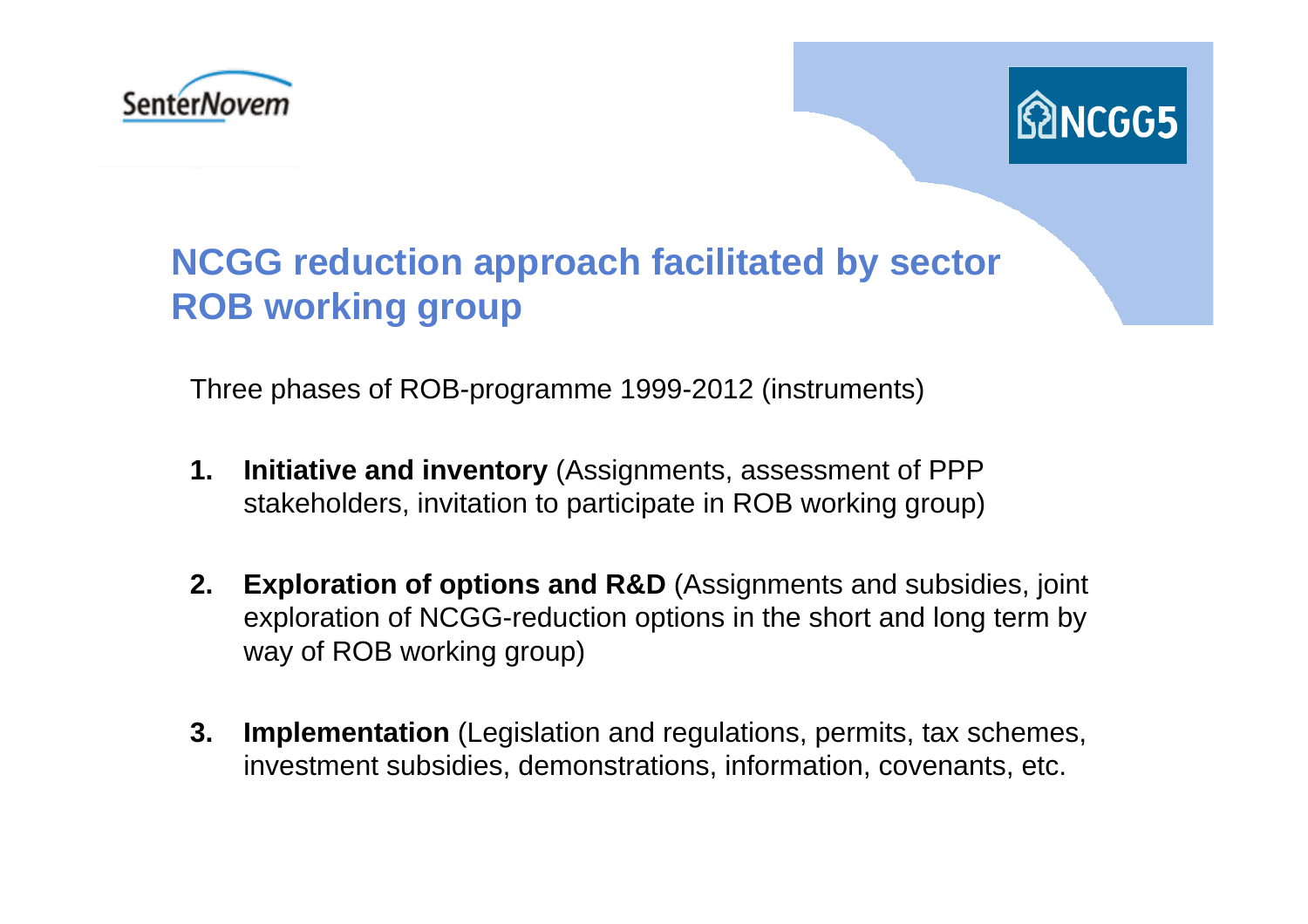## NCGG reduction approach facilitated by sector ROB working group

Three phases of ROB-programme 1999-2012 (instruments)

1. **Initiative and inventory** (Assignments, assessment of PPP stakeholders, invitation to participate in ROB working group)

2. **Exploration of options and R&D** (Assignments and subsidies, joint exploration of NCGG-reduction options in the short and long term by way of ROB working group)

3. **Implementation** (Legislation and regulations, permits, tax schemes, investment subsidies, demonstrations, information, covenants, etc.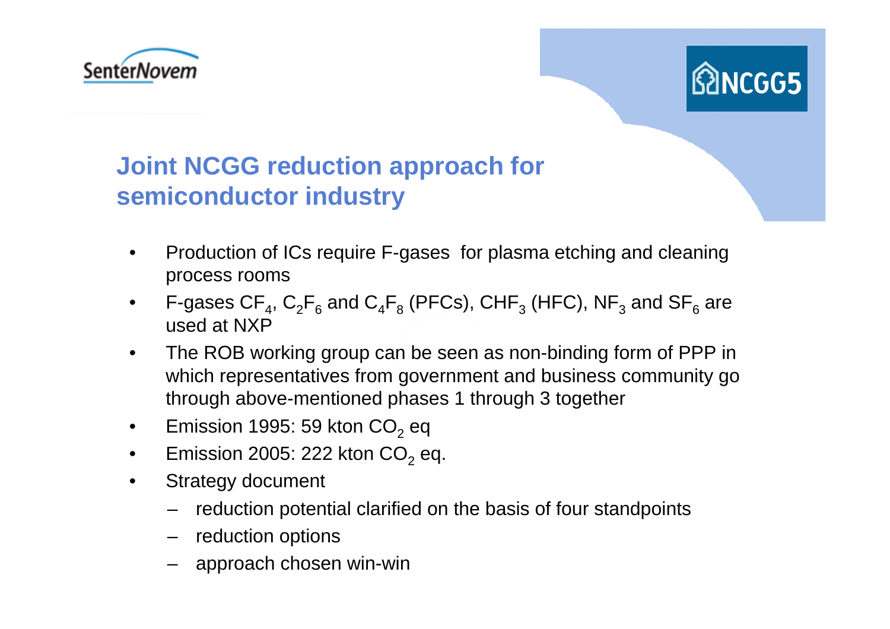## Joint NCGG reduction approach for semiconductor industry

- Production of ICs require F-gases for plasma etching and cleaning process rooms
- F-gases $CF_4$, $C_2F_6$ and $C_4F_8$ (PFCs), $CHF_3$ (HFC), $NF_3$ and $SF_6$ are used at NXP
- The ROB working group can be seen as non-binding form of PPP in which representatives from government and business community go through above-mentioned phases 1 through 3 together
- Emission 1995: 59 kton $CO_2$ eq
- Emission 2005: 222 kton $CO_2$ eq.
- Strategy document
  - reduction potential clarified on the basis of four standpoints
  - reduction options
  - approach chosen win-win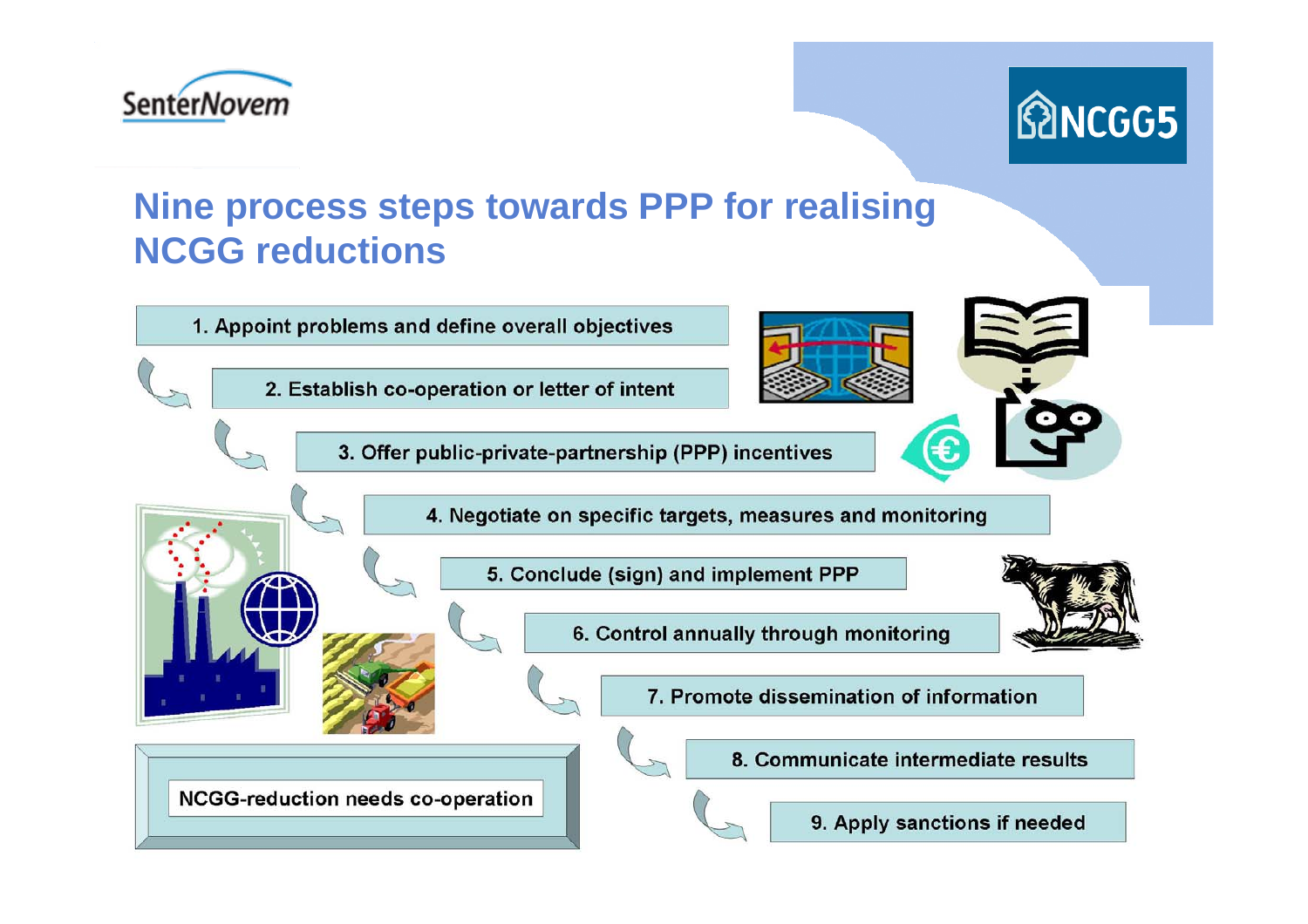# Nine process steps towards PPP for realising NCGG reductions

1. Appoint problems and define overall objectives
2. Establish co-operation or letter of intent
3. Offer public-private-partnership (PPP) incentives
4. Negotiate on specific targets, measures and monitoring
5. Conclude (sign) and implement PPP
6. Control annually through monitoring
7. Promote dissemination of information
8. Communicate intermediate results
9. Apply sanctions if needed

NCGG-reduction needs co-operation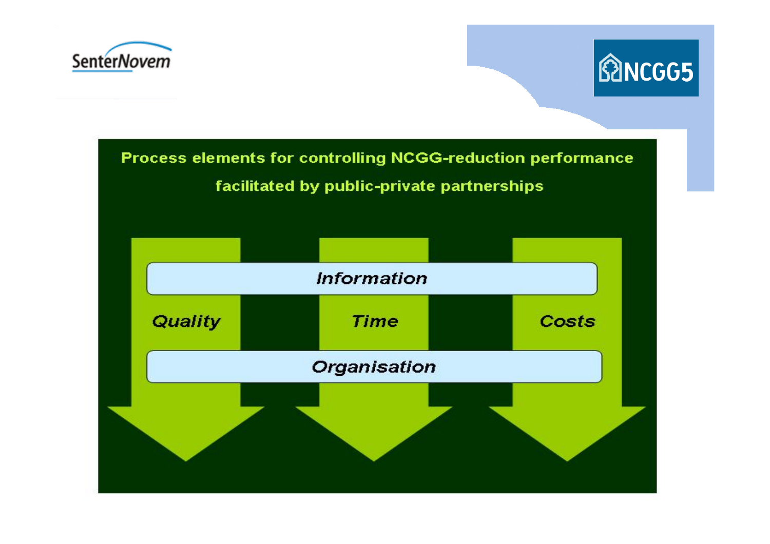## Process elements for controlling NCGG-reduction performance facilitated by public-private partnerships

- Information
- Quality
- Time
- Costs
- Organisation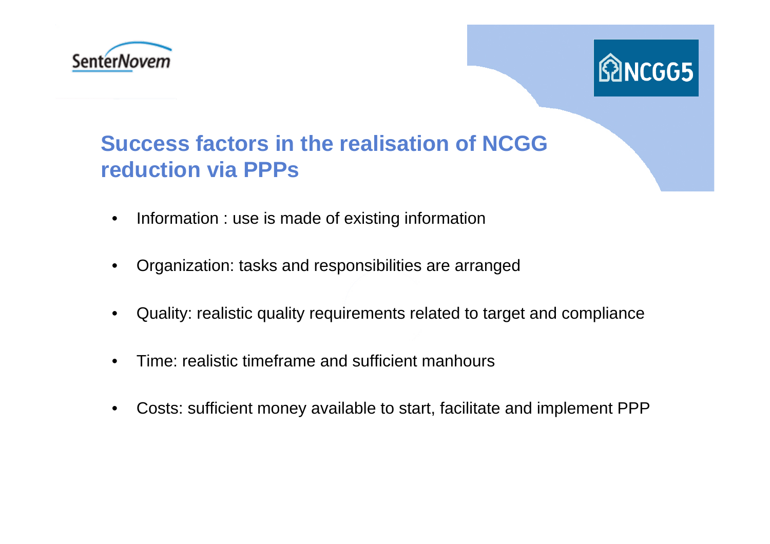## Success factors in the realisation of NCGG reduction via PPPs

- Information : use is made of existing information
- Organization: tasks and responsibilities are arranged
- Quality: realistic quality requirements related to target and compliance
- Time: realistic timeframe and sufficient manhours
- Costs: sufficient money available to start, facilitate and implement PPP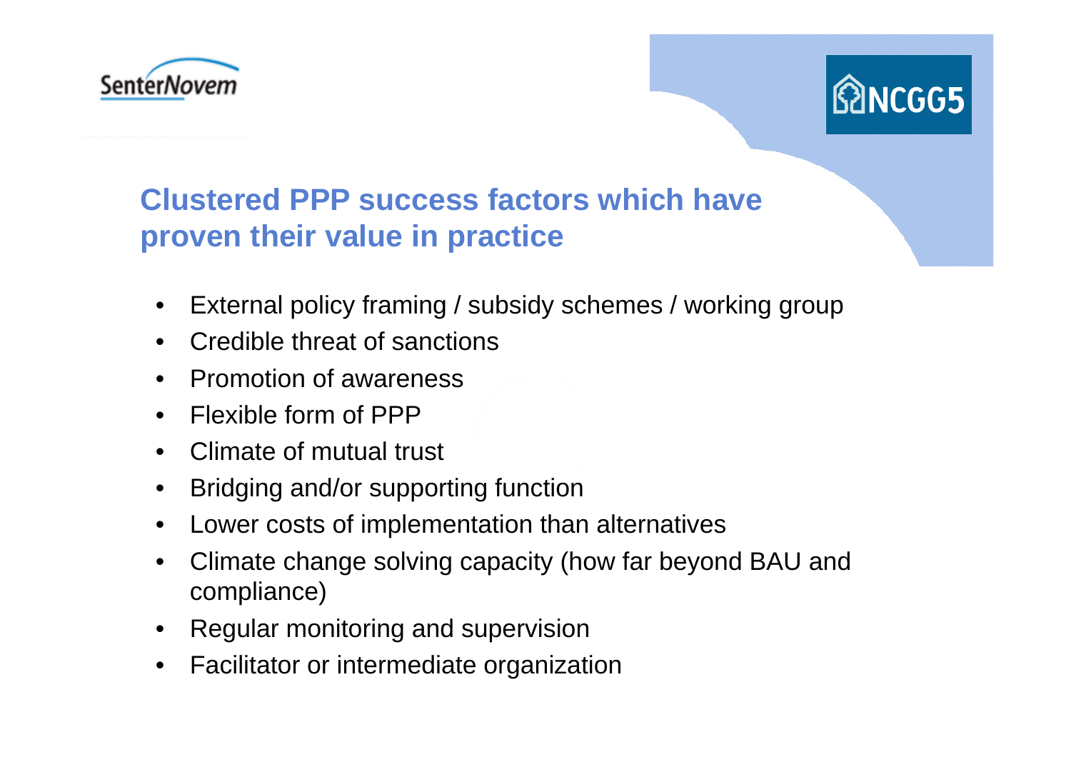## Clustered PPP success factors which have proven their value in practice

- External policy framing / subsidy schemes / working group
- Credible threat of sanctions
- Promotion of awareness
- Flexible form of PPP
- Climate of mutual trust
- Bridging and/or supporting function
- Lower costs of implementation than alternatives
- Climate change solving capacity (how far beyond BAU and compliance)
- Regular monitoring and supervision
- Facilitator or intermediate organization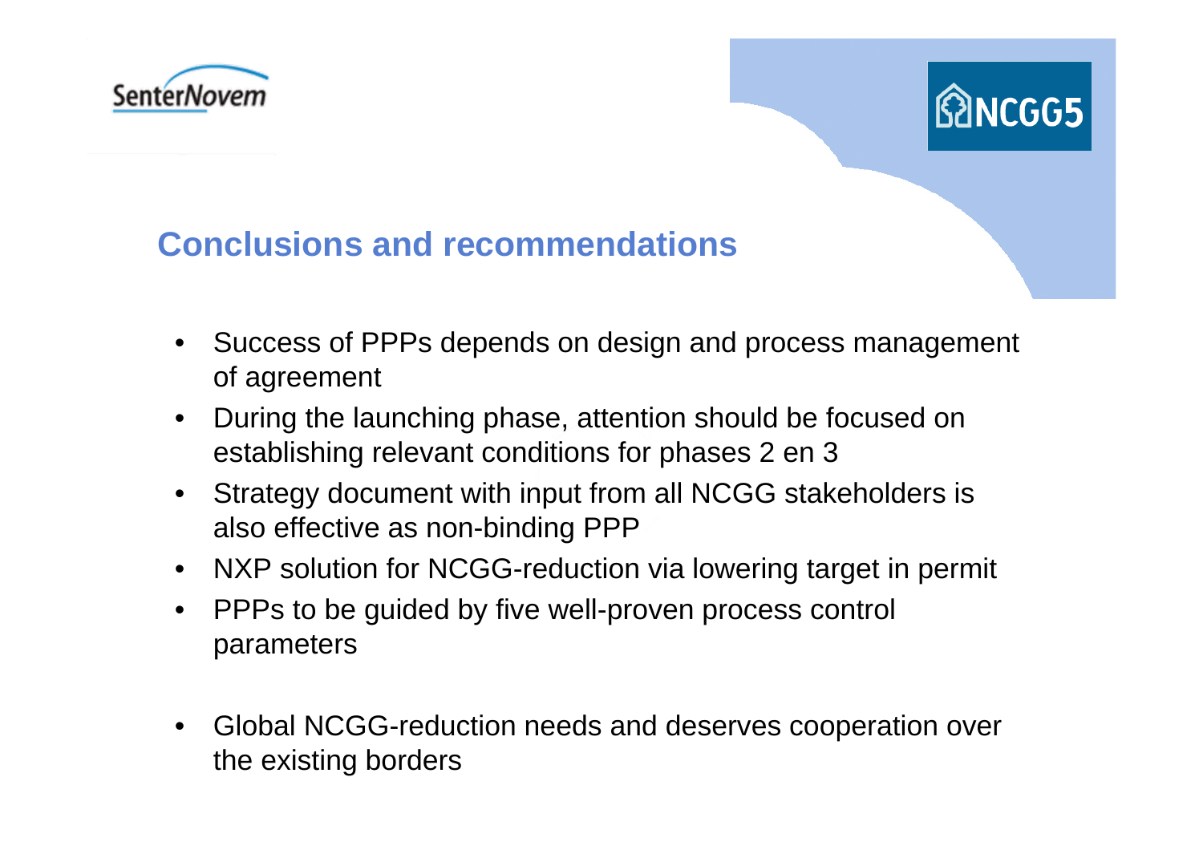## Conclusions and recommendations

- Success of PPPs depends on design and process management of agreement
- During the launching phase, attention should be focused on establishing relevant conditions for phases 2 en 3
- Strategy document with input from all NCGG stakeholders is also effective as non-binding PPP
- NXP solution for NCGG-reduction via lowering target in permit
- PPPs to be guided by five well-proven process control parameters
- Global NCGG-reduction needs and deserves cooperation over the existing borders